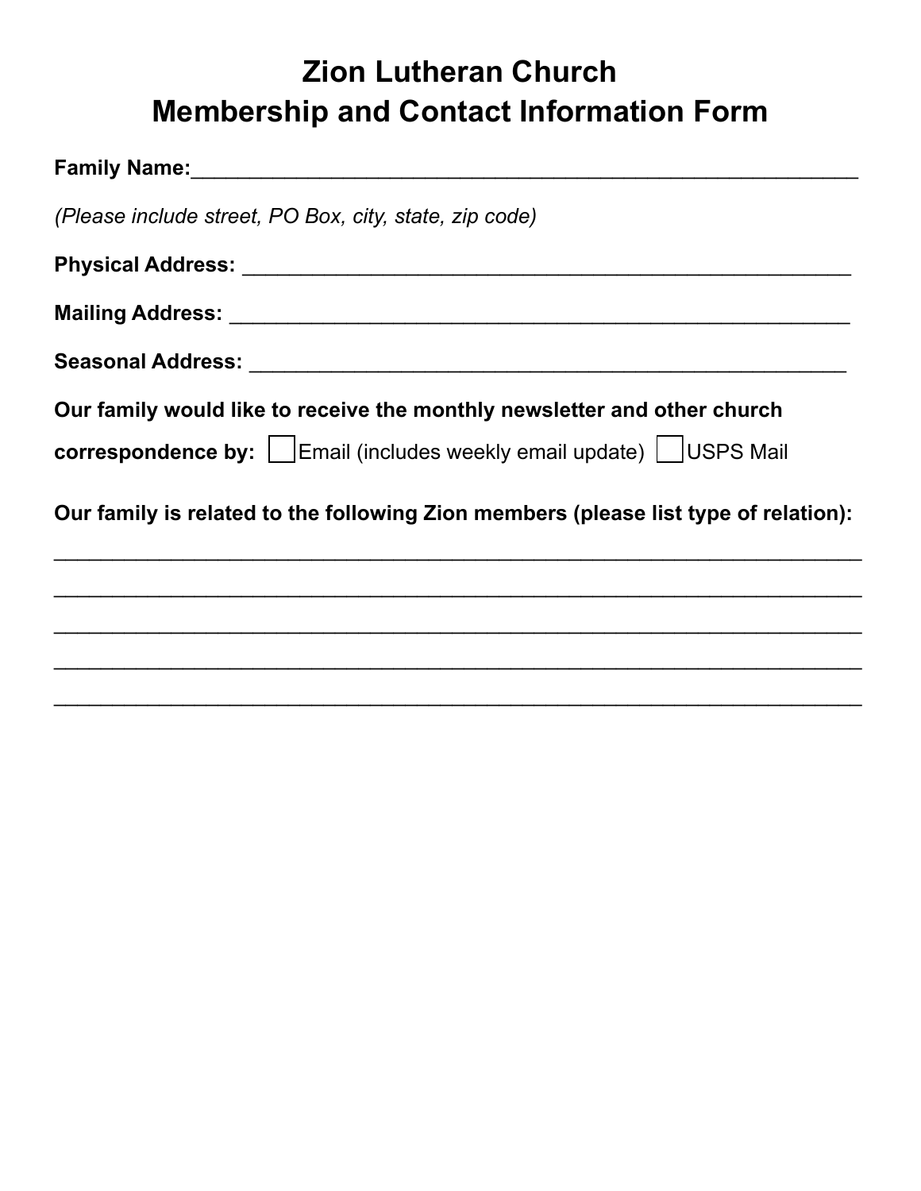# Zion Lutheran Church
# Membership and Contact Information Form

**Family Name:**___________________________________________________________

*(Please include street, PO Box, city, state, zip code)*

**Physical Address:** _______________________________________________________

**Mailing Address:** ________________________________________________________

**Seasonal Address:** ______________________________________________________

**Our family would like to receive the monthly newsletter and other church correspondence by:** ☐ Email (includes weekly email update) ☐ USPS Mail

**Our family is related to the following Zion members (please list type of relation):**

_____________________________________________________________________________

_____________________________________________________________________________

_____________________________________________________________________________

_____________________________________________________________________________

_____________________________________________________________________________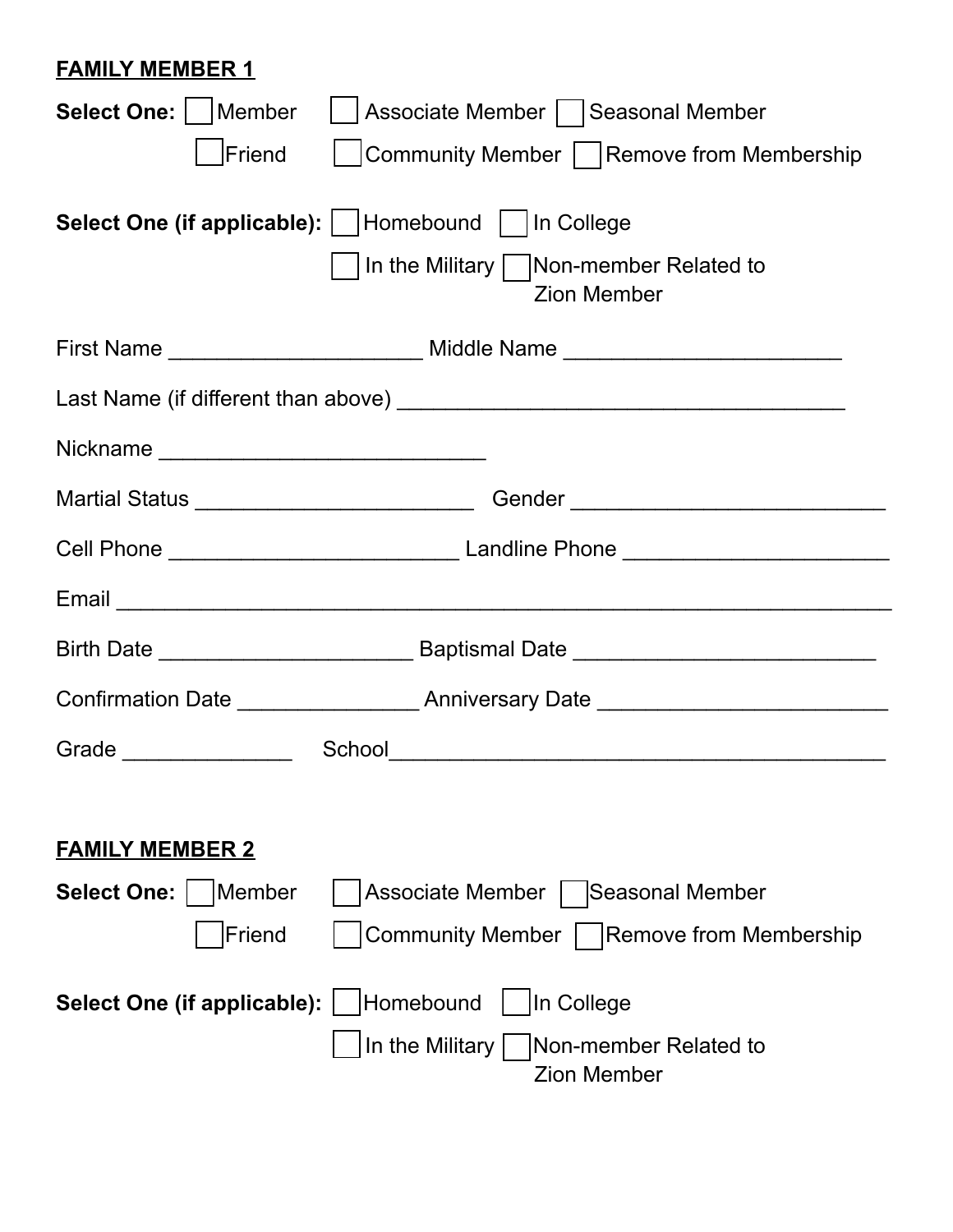**FAMILY MEMBER 1**

**Select One:** ☐ Member ☐ Associate Member ☐ Seasonal Member

☐ Friend ☐ Community Member ☐ Remove from Membership

**Select One (if applicable):** ☐ Homebound ☐ In College

☐ In the Military ☐ Non-member Related to Zion Member

First Name ____________________ Middle Name ______________________

Last Name (if different than above) ___________________________________

Nickname __________________________

Martial Status ______________________ Gender _________________________

Cell Phone _______________________ Landline Phone _____________________

Email ______________________________________________________________

Birth Date ____________________ Baptismal Date ________________________

Confirmation Date ______________ Anniversary Date _______________________

Grade ______________ School________________________________________

**FAMILY MEMBER 2**

**Select One:** ☐ Member ☐ Associate Member ☐ Seasonal Member

☐ Friend ☐ Community Member ☐ Remove from Membership

**Select One (if applicable):** ☐ Homebound ☐ In College

☐ In the Military ☐ Non-member Related to Zion Member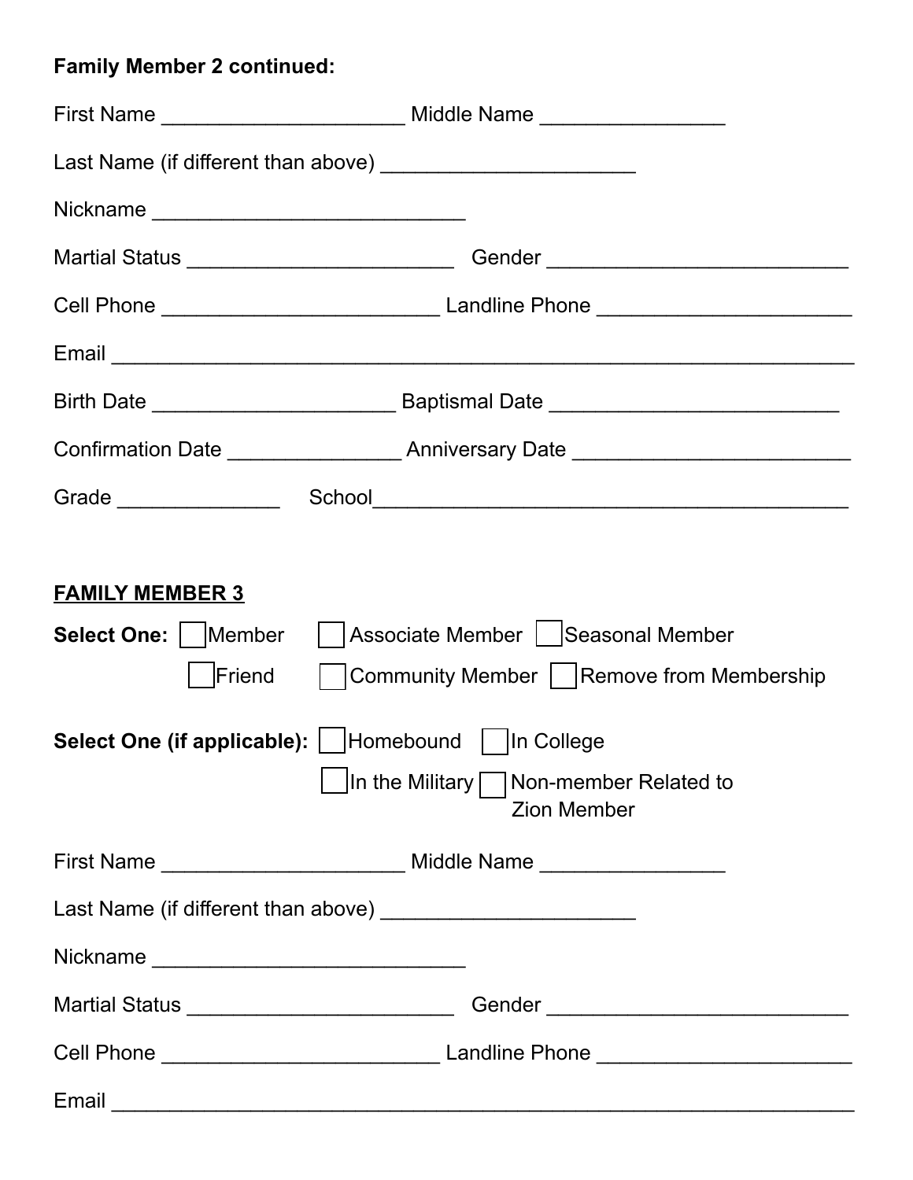**Family Member 2 continued:**

First Name ____________________ Middle Name _______________

Last Name (if different than above) _____________________

Nickname __________________________

Martial Status ______________________ Gender _________________________

Cell Phone _______________________ Landline Phone _____________________

Email ______________________________________________________________

Birth Date ____________________ Baptismal Date ________________________

Confirmation Date ______________ Anniversary Date _______________________

Grade ______________ School________________________________________

**FAMILY MEMBER 3**

**Select One:** ☐ Member ☐ Associate Member ☐ Seasonal Member ☐ Friend ☐ Community Member ☐ Remove from Membership

**Select One (if applicable):** ☐ Homebound ☐ In College ☐ In the Military ☐ Non-member Related to Zion Member

First Name ____________________ Middle Name _______________

Last Name (if different than above) _____________________

Nickname __________________________

Martial Status ______________________ Gender _________________________

Cell Phone _______________________ Landline Phone _____________________

Email ______________________________________________________________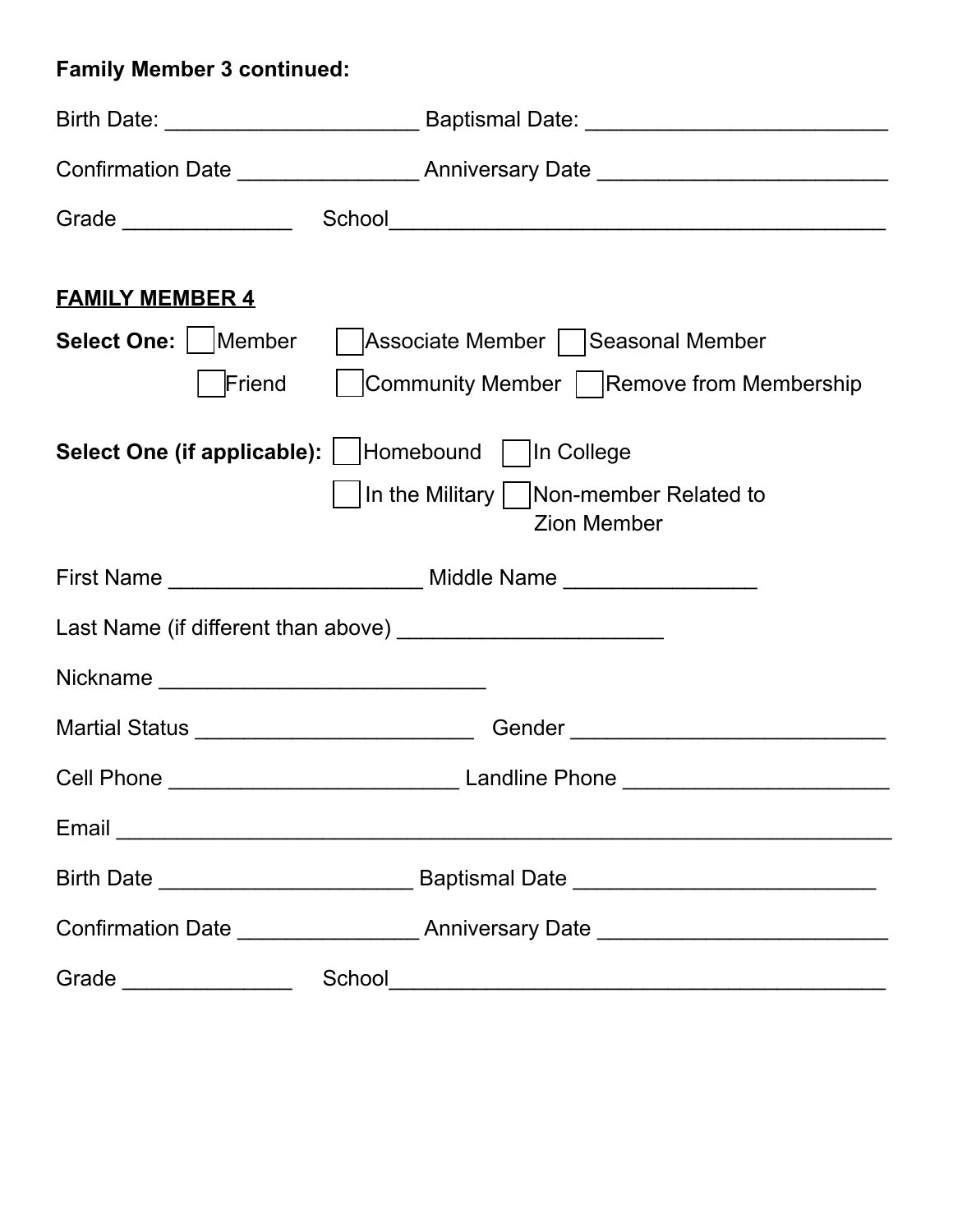**Family Member 3 continued:**

Birth Date: ____________________ Baptismal Date: ________________________

Confirmation Date ______________ Anniversary Date ________________________

Grade ______________ School________________________________________

**FAMILY MEMBER 4**

**Select One:** ☐ Member ☐ Associate Member ☐ Seasonal Member
☐ Friend ☐ Community Member ☐ Remove from Membership

**Select One (if applicable):** ☐ Homebound ☐ In College
☐ In the Military ☐ Non-member Related to Zion Member

First Name ____________________ Middle Name _______________

Last Name (if different than above) _____________________

Nickname __________________________

Martial Status ______________________ Gender _________________________

Cell Phone _______________________ Landline Phone _____________________

Email ______________________________________________________________

Birth Date ____________________ Baptismal Date ________________________

Confirmation Date ______________ Anniversary Date ________________________

Grade ______________ School________________________________________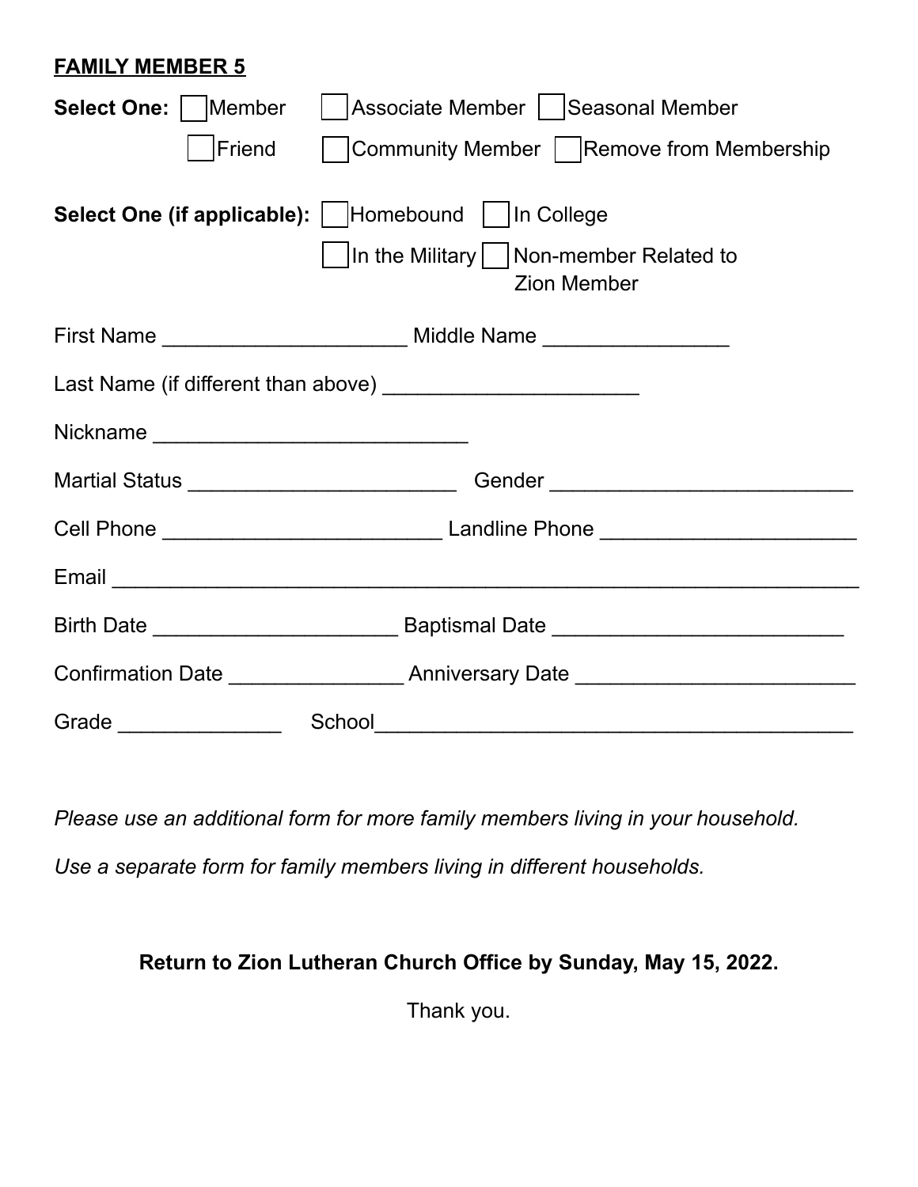**FAMILY MEMBER 5**

**Select One:** ☐ Member ☐ Associate Member ☐ Seasonal Member

☐ Friend ☐ Community Member ☐ Remove from Membership

**Select One (if applicable):** ☐ Homebound ☐ In College

☐ In the Military ☐ Non-member Related to Zion Member

First Name ____________________ Middle Name _______________

Last Name (if different than above) _____________________

Nickname __________________________

Martial Status ______________________ Gender _________________________

Cell Phone _______________________ Landline Phone _____________________

Email _______________________________________________________________

Birth Date ____________________ Baptismal Date ________________________

Confirmation Date ______________ Anniversary Date _______________________

Grade ______________ School_______________________________________

*Please use an additional form for more family members living in your household.*

*Use a separate form for family members living in different households.*

**Return to Zion Lutheran Church Office by Sunday, May 15, 2022.**

Thank you.